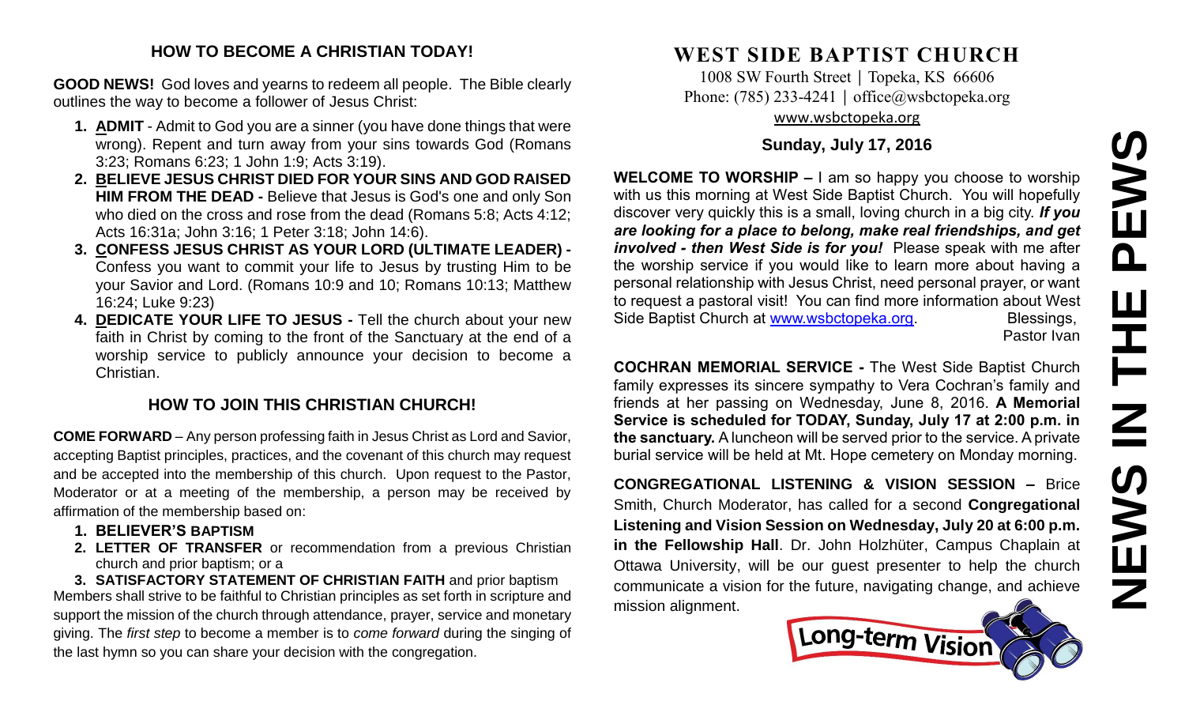### HOW TO BECOME A CHRISTIAN TODAY!

**GOOD NEWS!** God loves and yearns to redeem all people. The Bible clearly outlines the way to become a follower of Jesus Christ:

1. **ADMIT** - Admit to God you are a sinner (you have done things that were wrong). Repent and turn away from your sins towards God (Romans 3:23; Romans 6:23; 1 John 1:9; Acts 3:19).
2. **BELIEVE JESUS CHRIST DIED FOR YOUR SINS AND GOD RAISED HIM FROM THE DEAD -** Believe that Jesus is God's one and only Son who died on the cross and rose from the dead (Romans 5:8; Acts 4:12; Acts 16:31a; John 3:16; 1 Peter 3:18; John 14:6).
3. **CONFESS JESUS CHRIST AS YOUR LORD (ULTIMATE LEADER) -** Confess you want to commit your life to Jesus by trusting Him to be your Savior and Lord. (Romans 10:9 and 10; Romans 10:13; Matthew 16:24; Luke 9:23)
4. **DEDICATE YOUR LIFE TO JESUS -** Tell the church about your new faith in Christ by coming to the front of the Sanctuary at the end of a worship service to publicly announce your decision to become a Christian.

### HOW TO JOIN THIS CHRISTIAN CHURCH!

**COME FORWARD** – Any person professing faith in Jesus Christ as Lord and Savior, accepting Baptist principles, practices, and the covenant of this church may request and be accepted into the membership of this church. Upon request to the Pastor, Moderator or at a meeting of the membership, a person may be received by affirmation of the membership based on:

1. **BELIEVER'S BAPTISM**
2. **LETTER OF TRANSFER** or recommendation from a previous Christian church and prior baptism; or a
3. **SATISFACTORY STATEMENT OF CHRISTIAN FAITH** and prior baptism

Members shall strive to be faithful to Christian principles as set forth in scripture and support the mission of the church through attendance, prayer, service and monetary giving. The *first step* to become a member is to *come forward* during the singing of the last hymn so you can share your decision with the congregation.

# WEST SIDE BAPTIST CHURCH

1008 SW Fourth Street | Topeka, KS 66606
Phone: (785) 233-4241 | office@wsbctopeka.org
www.wsbctopeka.org

**Sunday, July 17, 2016**

# NEWS IN THE PEWS

**WELCOME TO WORSHIP –** I am so happy you choose to worship with us this morning at West Side Baptist Church. You will hopefully discover very quickly this is a small, loving church in a big city. ***If you are looking for a place to belong, make real friendships, and get involved - then West Side is for you!*** Please speak with me after the worship service if you would like to learn more about having a personal relationship with Jesus Christ, need personal prayer, or want to request a pastoral visit! You can find more information about West Side Baptist Church at www.wsbctopeka.org. Blessings,
Pastor Ivan

**COCHRAN MEMORIAL SERVICE -** The West Side Baptist Church family expresses its sincere sympathy to Vera Cochran's family and friends at her passing on Wednesday, June 8, 2016. **A Memorial Service is scheduled for TODAY, Sunday, July 17 at 2:00 p.m. in the sanctuary.** A luncheon will be served prior to the service. A private burial service will be held at Mt. Hope cemetery on Monday morning.

**CONGREGATIONAL LISTENING & VISION SESSION –** Brice Smith, Church Moderator, has called for a second **Congregational Listening and Vision Session on Wednesday, July 20 at 6:00 p.m. in the Fellowship Hall**. Dr. John Holzhüter, Campus Chaplain at Ottawa University, will be our guest presenter to help the church communicate a vision for the future, navigating change, and achieve mission alignment.

Long-term Vision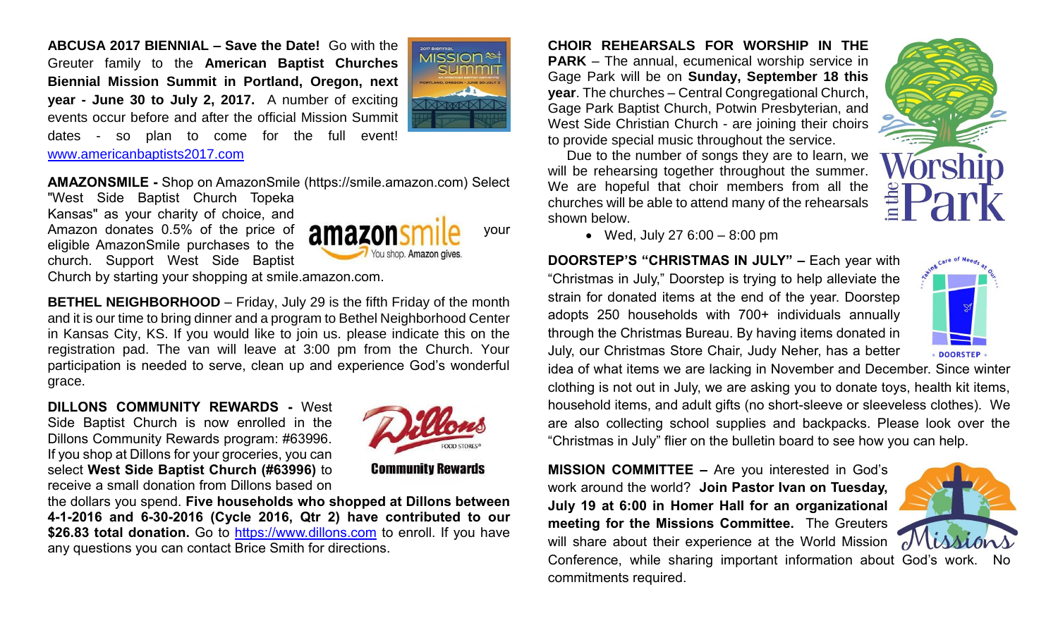**ABCUSA 2017 BIENNIAL – Save the Date!** Go with the Greuter family to the **American Baptist Churches Biennial Mission Summit in Portland, Oregon, next year - June 30 to July 2, 2017.** A number of exciting events occur before and after the official Mission Summit dates - so plan to come for the full event! [www.americanbaptists2017.com](http://www.americanbaptists2017.com)

**AMAZONSMILE -** Shop on AmazonSmile (https://smile.amazon.com) Select "West Side Baptist Church Topeka Kansas" as your charity of choice, and Amazon donates 0.5% of the price of your eligible AmazonSmile purchases to the church. Support West Side Baptist Church by starting your shopping at smile.amazon.com.

**BETHEL NEIGHBORHOOD** – Friday, July 29 is the fifth Friday of the month and it is our time to bring dinner and a program to Bethel Neighborhood Center in Kansas City, KS. If you would like to join us. please indicate this on the registration pad. The van will leave at 3:00 pm from the Church. Your participation is needed to serve, clean up and experience God's wonderful grace.

**DILLONS COMMUNITY REWARDS -** West Side Baptist Church is now enrolled in the Dillons Community Rewards program: #63996. If you shop at Dillons for your groceries, you can select **West Side Baptist Church (#63996)** to receive a small donation from Dillons based on the dollars you spend. **Five households who shopped at Dillons between 4-1-2016 and 6-30-2016 (Cycle 2016, Qtr 2) have contributed to our $26.83 total donation.** Go to [https://www.dillons.com](https://www.dillons.com) to enroll. If you have any questions you can contact Brice Smith for directions.

**CHOIR REHEARSALS FOR WORSHIP IN THE PARK** – The annual, ecumenical worship service in Gage Park will be on **Sunday, September 18 this year**. The churches – Central Congregational Church, Gage Park Baptist Church, Potwin Presbyterian, and West Side Christian Church - are joining their choirs to provide special music throughout the service.

Due to the number of songs they are to learn, we will be rehearsing together throughout the summer. We are hopeful that choir members from all the churches will be able to attend many of the rehearsals shown below.

- Wed, July 27 6:00 – 8:00 pm

**DOORSTEP'S "CHRISTMAS IN JULY" –** Each year with "Christmas in July," Doorstep is trying to help alleviate the strain for donated items at the end of the year. Doorstep adopts 250 households with 700+ individuals annually through the Christmas Bureau. By having items donated in July, our Christmas Store Chair, Judy Neher, has a better idea of what items we are lacking in November and December. Since winter clothing is not out in July, we are asking you to donate toys, health kit items, household items, and adult gifts (no short-sleeve or sleeveless clothes). We are also collecting school supplies and backpacks. Please look over the "Christmas in July" flier on the bulletin board to see how you can help.

**MISSION COMMITTEE –** Are you interested in God's work around the world? **Join Pastor Ivan on Tuesday, July 19 at 6:00 in Homer Hall for an organizational meeting for the Missions Committee.** The Greuters will share about their experience at the World Mission Conference, while sharing important information about God's work. No commitments required.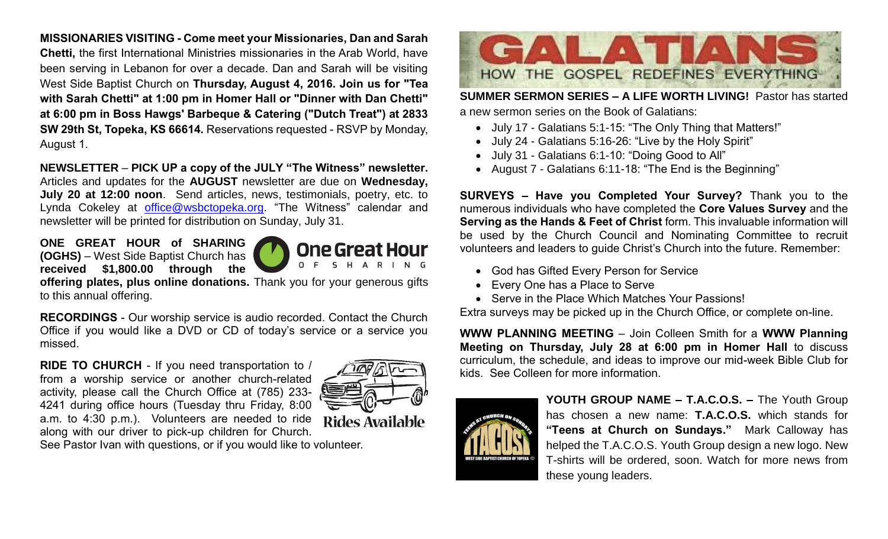**MISSIONARIES VISITING - Come meet your Missionaries, Dan and Sarah Chetti,** the first International Ministries missionaries in the Arab World, have been serving in Lebanon for over a decade. Dan and Sarah will be visiting West Side Baptist Church on **Thursday, August 4, 2016. Join us for "Tea with Sarah Chetti" at 1:00 pm in Homer Hall or "Dinner with Dan Chetti" at 6:00 pm in Boss Hawgs' Barbeque & Catering ("Dutch Treat") at 2833 SW 29th St, Topeka, KS 66614.** Reservations requested - RSVP by Monday, August 1.

**NEWSLETTER** – **PICK UP a copy of the JULY "The Witness" newsletter.** Articles and updates for the **AUGUST** newsletter are due on **Wednesday, July 20 at 12:00 noon**. Send articles, news, testimonials, poetry, etc. to Lynda Cokeley at office@wsbctopeka.org. "The Witness" calendar and newsletter will be printed for distribution on Sunday, July 31.

**ONE GREAT HOUR of SHARING (OGHS)** – West Side Baptist Church has **received $1,800.00 through the offering plates, plus online donations.** Thank you for your generous gifts to this annual offering.

One Great Hour OF SHARING

**RECORDINGS** - Our worship service is audio recorded. Contact the Church Office if you would like a DVD or CD of today's service or a service you missed.

**RIDE TO CHURCH** - If you need transportation to / from a worship service or another church-related activity, please call the Church Office at (785) 233-4241 during office hours (Tuesday thru Friday, 8:00 a.m. to 4:30 p.m.). Volunteers are needed to ride along with our driver to pick-up children for Church. See Pastor Ivan with questions, or if you would like to volunteer.

Rides Available

GALATIANS
HOW THE GOSPEL REDEFINES EVERYTHING

**SUMMER SERMON SERIES – A LIFE WORTH LIVING!** Pastor has started a new sermon series on the Book of Galatians:

- July 17 - Galatians 5:1-15: "The Only Thing that Matters!"
- July 24 - Galatians 5:16-26: "Live by the Holy Spirit"
- July 31 - Galatians 6:1-10: "Doing Good to All"
- August 7 - Galatians 6:11-18: "The End is the Beginning"

**SURVEYS – Have you Completed Your Survey?** Thank you to the numerous individuals who have completed the **Core Values Survey** and the **Serving as the Hands & Feet of Christ** form. This invaluable information will be used by the Church Council and Nominating Committee to recruit volunteers and leaders to guide Christ's Church into the future. Remember:

- God has Gifted Every Person for Service
- Every One has a Place to Serve
- Serve in the Place Which Matches Your Passions!

Extra surveys may be picked up in the Church Office, or complete on-line.

**WWW PLANNING MEETING** – Join Colleen Smith for a **WWW Planning Meeting on Thursday, July 28 at 6:00 pm in Homer Hall** to discuss curriculum, the schedule, and ideas to improve our mid-week Bible Club for kids. See Colleen for more information.

**YOUTH GROUP NAME – T.A.C.O.S. –** The Youth Group has chosen a new name: **T.A.C.O.S.** which stands for **"Teens at Church on Sundays."** Mark Calloway has helped the T.A.C.O.S. Youth Group design a new logo. New T-shirts will be ordered, soon. Watch for more news from these young leaders.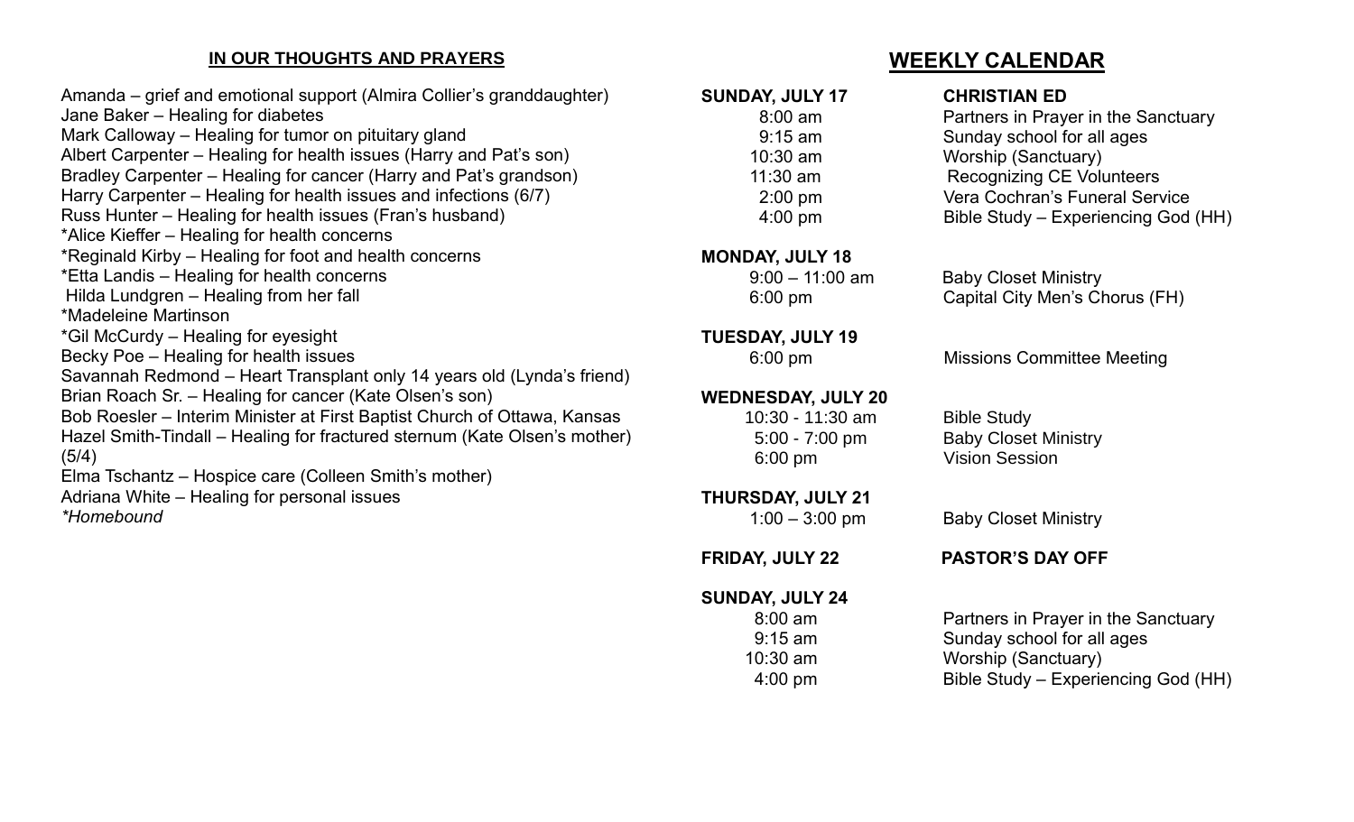## IN OUR THOUGHTS AND PRAYERS

Amanda – grief and emotional support (Almira Collier's granddaughter)
Jane Baker – Healing for diabetes
Mark Calloway – Healing for tumor on pituitary gland
Albert Carpenter – Healing for health issues (Harry and Pat's son)
Bradley Carpenter – Healing for cancer (Harry and Pat's grandson)
Harry Carpenter – Healing for health issues and infections (6/7)
Russ Hunter – Healing for health issues (Fran's husband)
*Alice Kieffer – Healing for health concerns
*Reginald Kirby – Healing for foot and health concerns
*Etta Landis – Healing for health concerns
Hilda Lundgren – Healing from her fall
*Madeleine Martinson
*Gil McCurdy – Healing for eyesight
Becky Poe – Healing for health issues
Savannah Redmond – Heart Transplant only 14 years old (Lynda's friend)
Brian Roach Sr. – Healing for cancer (Kate Olsen's son)
Bob Roesler – Interim Minister at First Baptist Church of Ottawa, Kansas
Hazel Smith-Tindall – Healing for fractured sternum (Kate Olsen's mother) (5/4)
Elma Tschantz – Hospice care (Colleen Smith's mother)
Adriana White – Healing for personal issues
*\*Homebound*

## WEEKLY CALENDAR

**SUNDAY, JULY 17** — **CHRISTIAN ED**

| | |
|---|---|
| 8:00 am | Partners in Prayer in the Sanctuary |
| 9:15 am | Sunday school for all ages |
| 10:30 am | Worship (Sanctuary) |
| 11:30 am | Recognizing CE Volunteers |
| 2:00 pm | Vera Cochran's Funeral Service |
| 4:00 pm | Bible Study – Experiencing God (HH) |

**MONDAY, JULY 18**

| | |
|---|---|
| 9:00 – 11:00 am | Baby Closet Ministry |
| 6:00 pm | Capital City Men's Chorus (FH) |

**TUESDAY, JULY 19**

| | |
|---|---|
| 6:00 pm | Missions Committee Meeting |

**WEDNESDAY, JULY 20**

| | |
|---|---|
| 10:30 - 11:30 am | Bible Study |
| 5:00 - 7:00 pm | Baby Closet Ministry |
| 6:00 pm | Vision Session |

**THURSDAY, JULY 21**

| | |
|---|---|
| 1:00 – 3:00 pm | Baby Closet Ministry |

**FRIDAY, JULY 22** — **PASTOR'S DAY OFF**

**SUNDAY, JULY 24**

| | |
|---|---|
| 8:00 am | Partners in Prayer in the Sanctuary |
| 9:15 am | Sunday school for all ages |
| 10:30 am | Worship (Sanctuary) |
| 4:00 pm | Bible Study – Experiencing God (HH) |